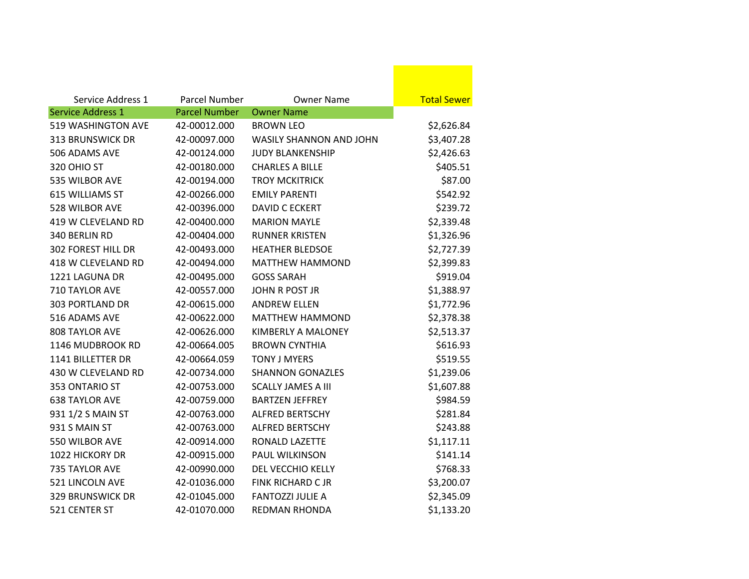| Service Address 1 | Parcel Number | Owner Name | Total Sewer |
|---|---|---|---|
| Service Address 1 | Parcel Number | Owner Name | |
| 519 WASHINGTON AVE | 42-00012.000 | BROWN LEO | $2,626.84 |
| 313 BRUNSWICK DR | 42-00097.000 | WASILY SHANNON AND JOHN | $3,407.28 |
| 506 ADAMS AVE | 42-00124.000 | JUDY BLANKENSHIP | $2,426.63 |
| 320 OHIO ST | 42-00180.000 | CHARLES A BILLE | $405.51 |
| 535 WILBOR AVE | 42-00194.000 | TROY MCKITRICK | $87.00 |
| 615 WILLIAMS ST | 42-00266.000 | EMILY PARENTI | $542.92 |
| 528 WILBOR AVE | 42-00396.000 | DAVID C ECKERT | $239.72 |
| 419 W CLEVELAND RD | 42-00400.000 | MARION MAYLE | $2,339.48 |
| 340 BERLIN RD | 42-00404.000 | RUNNER KRISTEN | $1,326.96 |
| 302 FOREST HILL DR | 42-00493.000 | HEATHER BLEDSOE | $2,727.39 |
| 418 W CLEVELAND RD | 42-00494.000 | MATTHEW HAMMOND | $2,399.83 |
| 1221 LAGUNA DR | 42-00495.000 | GOSS SARAH | $919.04 |
| 710 TAYLOR AVE | 42-00557.000 | JOHN R POST JR | $1,388.97 |
| 303 PORTLAND DR | 42-00615.000 | ANDREW ELLEN | $1,772.96 |
| 516 ADAMS AVE | 42-00622.000 | MATTHEW HAMMOND | $2,378.38 |
| 808 TAYLOR AVE | 42-00626.000 | KIMBERLY A MALONEY | $2,513.37 |
| 1146 MUDBROOK RD | 42-00664.005 | BROWN CYNTHIA | $616.93 |
| 1141 BILLETTER DR | 42-00664.059 | TONY J MYERS | $519.55 |
| 430 W CLEVELAND RD | 42-00734.000 | SHANNON GONAZLES | $1,239.06 |
| 353 ONTARIO ST | 42-00753.000 | SCALLY JAMES A III | $1,607.88 |
| 638 TAYLOR AVE | 42-00759.000 | BARTZEN JEFFREY | $984.59 |
| 931 1/2 S MAIN ST | 42-00763.000 | ALFRED BERTSCHY | $281.84 |
| 931 S MAIN ST | 42-00763.000 | ALFRED BERTSCHY | $243.88 |
| 550 WILBOR AVE | 42-00914.000 | RONALD LAZETTE | $1,117.11 |
| 1022 HICKORY DR | 42-00915.000 | PAUL WILKINSON | $141.14 |
| 735 TAYLOR AVE | 42-00990.000 | DEL VECCHIO KELLY | $768.33 |
| 521 LINCOLN AVE | 42-01036.000 | FINK RICHARD C JR | $3,200.07 |
| 329 BRUNSWICK DR | 42-01045.000 | FANTOZZI JULIE A | $2,345.09 |
| 521 CENTER ST | 42-01070.000 | REDMAN RHONDA | $1,133.20 |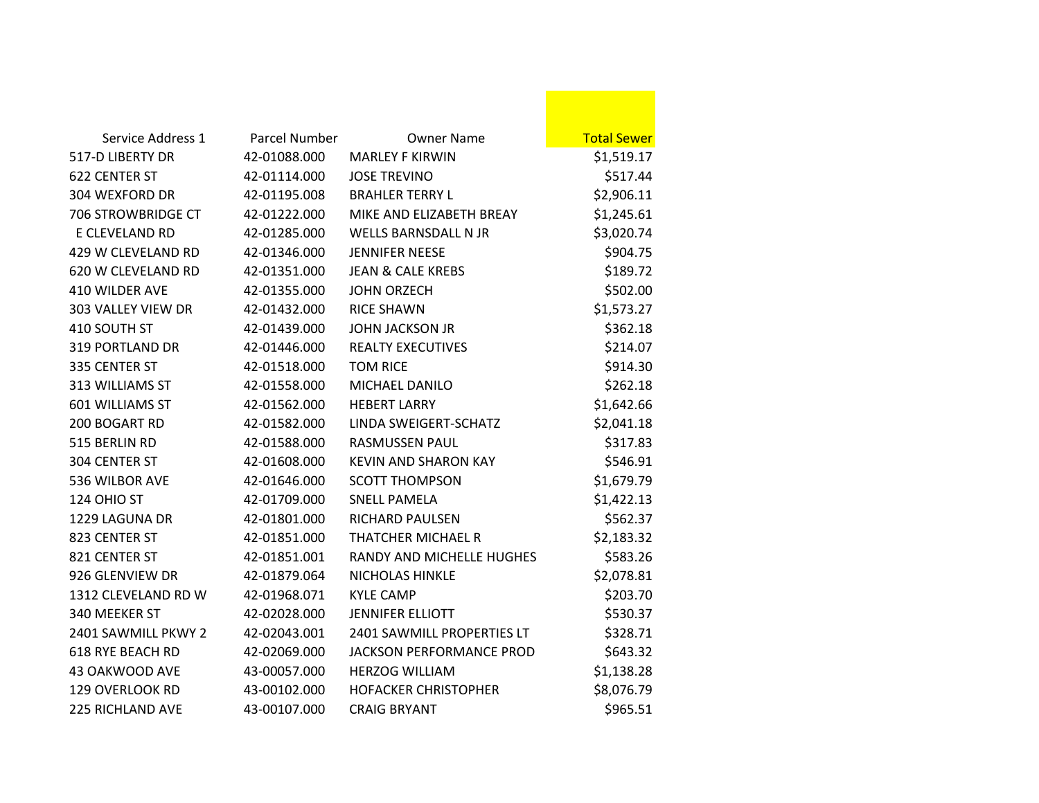| Service Address 1 | Parcel Number | Owner Name | Total Sewer |
|---|---|---|---|
| 517-D LIBERTY DR | 42-01088.000 | MARLEY F KIRWIN | $1,519.17 |
| 622 CENTER ST | 42-01114.000 | JOSE TREVINO | $517.44 |
| 304 WEXFORD DR | 42-01195.008 | BRAHLER TERRY L | $2,906.11 |
| 706 STROWBRIDGE CT | 42-01222.000 | MIKE AND ELIZABETH BREAY | $1,245.61 |
| E CLEVELAND RD | 42-01285.000 | WELLS BARNSDALL N JR | $3,020.74 |
| 429 W CLEVELAND RD | 42-01346.000 | JENNIFER NEESE | $904.75 |
| 620 W CLEVELAND RD | 42-01351.000 | JEAN & CALE KREBS | $189.72 |
| 410 WILDER AVE | 42-01355.000 | JOHN ORZECH | $502.00 |
| 303 VALLEY VIEW DR | 42-01432.000 | RICE SHAWN | $1,573.27 |
| 410 SOUTH ST | 42-01439.000 | JOHN JACKSON JR | $362.18 |
| 319 PORTLAND DR | 42-01446.000 | REALTY EXECUTIVES | $214.07 |
| 335 CENTER ST | 42-01518.000 | TOM RICE | $914.30 |
| 313 WILLIAMS ST | 42-01558.000 | MICHAEL DANILO | $262.18 |
| 601 WILLIAMS ST | 42-01562.000 | HEBERT LARRY | $1,642.66 |
| 200 BOGART RD | 42-01582.000 | LINDA SWEIGERT-SCHATZ | $2,041.18 |
| 515 BERLIN RD | 42-01588.000 | RASMUSSEN PAUL | $317.83 |
| 304 CENTER ST | 42-01608.000 | KEVIN AND SHARON KAY | $546.91 |
| 536 WILBOR AVE | 42-01646.000 | SCOTT THOMPSON | $1,679.79 |
| 124 OHIO ST | 42-01709.000 | SNELL PAMELA | $1,422.13 |
| 1229 LAGUNA DR | 42-01801.000 | RICHARD PAULSEN | $562.37 |
| 823 CENTER ST | 42-01851.000 | THATCHER MICHAEL R | $2,183.32 |
| 821 CENTER ST | 42-01851.001 | RANDY AND MICHELLE HUGHES | $583.26 |
| 926 GLENVIEW DR | 42-01879.064 | NICHOLAS HINKLE | $2,078.81 |
| 1312 CLEVELAND RD W | 42-01968.071 | KYLE CAMP | $203.70 |
| 340 MEEKER ST | 42-02028.000 | JENNIFER ELLIOTT | $530.37 |
| 2401 SAWMILL PKWY 2 | 42-02043.001 | 2401 SAWMILL PROPERTIES LT | $328.71 |
| 618 RYE BEACH RD | 42-02069.000 | JACKSON PERFORMANCE PROD | $643.32 |
| 43 OAKWOOD AVE | 43-00057.000 | HERZOG WILLIAM | $1,138.28 |
| 129 OVERLOOK RD | 43-00102.000 | HOFACKER CHRISTOPHER | $8,076.79 |
| 225 RICHLAND AVE | 43-00107.000 | CRAIG BRYANT | $965.51 |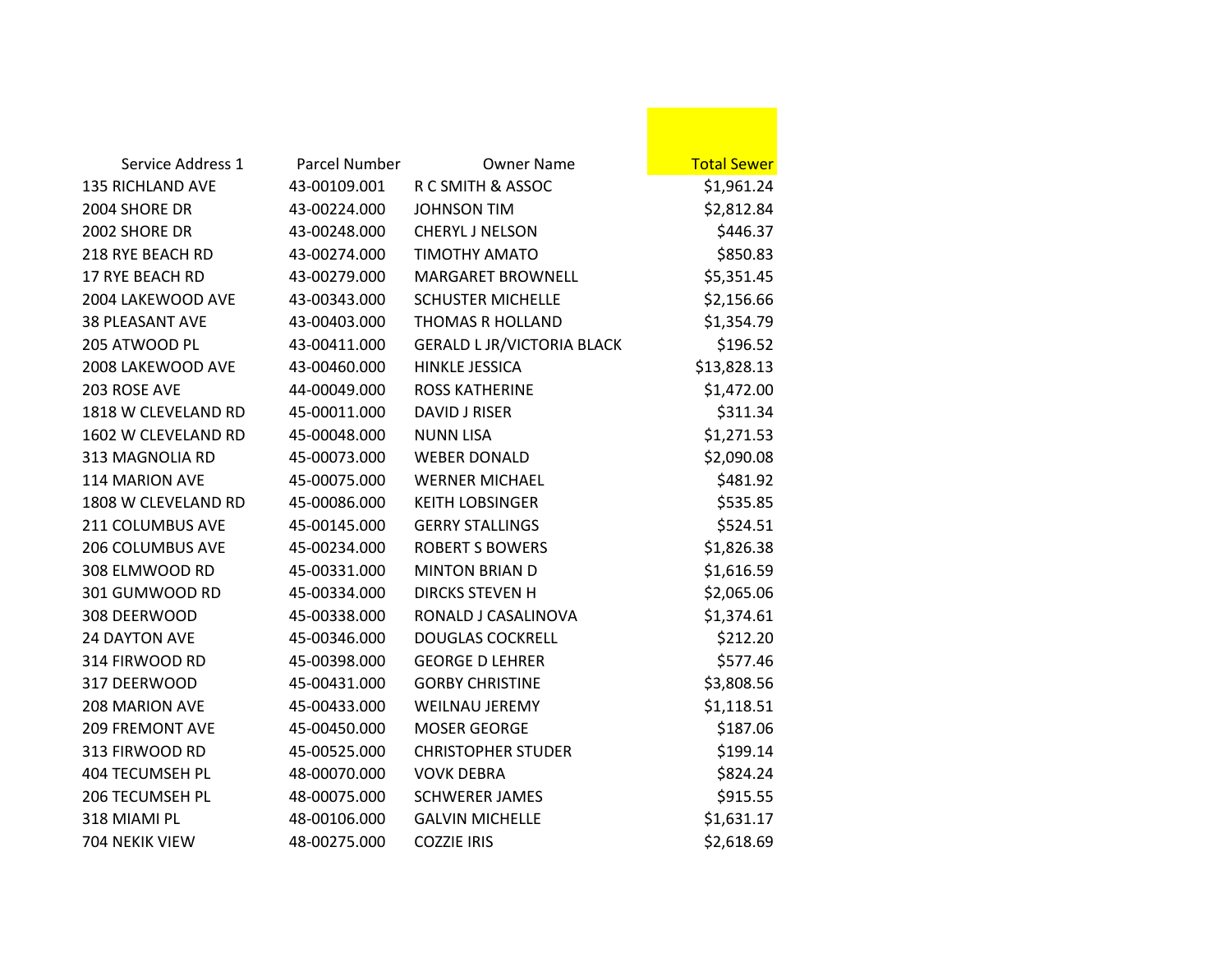| Service Address 1 | Parcel Number | Owner Name | Total Sewer |
|---|---|---|---|
| 135 RICHLAND AVE | 43-00109.001 | R C SMITH & ASSOC | $1,961.24 |
| 2004 SHORE DR | 43-00224.000 | JOHNSON TIM | $2,812.84 |
| 2002 SHORE DR | 43-00248.000 | CHERYL J NELSON | $446.37 |
| 218 RYE BEACH RD | 43-00274.000 | TIMOTHY AMATO | $850.83 |
| 17 RYE BEACH RD | 43-00279.000 | MARGARET BROWNELL | $5,351.45 |
| 2004 LAKEWOOD AVE | 43-00343.000 | SCHUSTER MICHELLE | $2,156.66 |
| 38 PLEASANT AVE | 43-00403.000 | THOMAS R HOLLAND | $1,354.79 |
| 205 ATWOOD PL | 43-00411.000 | GERALD L JR/VICTORIA BLACK | $196.52 |
| 2008 LAKEWOOD AVE | 43-00460.000 | HINKLE JESSICA | $13,828.13 |
| 203 ROSE AVE | 44-00049.000 | ROSS KATHERINE | $1,472.00 |
| 1818 W CLEVELAND RD | 45-00011.000 | DAVID J RISER | $311.34 |
| 1602 W CLEVELAND RD | 45-00048.000 | NUNN LISA | $1,271.53 |
| 313 MAGNOLIA RD | 45-00073.000 | WEBER DONALD | $2,090.08 |
| 114 MARION AVE | 45-00075.000 | WERNER MICHAEL | $481.92 |
| 1808 W CLEVELAND RD | 45-00086.000 | KEITH LOBSINGER | $535.85 |
| 211 COLUMBUS AVE | 45-00145.000 | GERRY STALLINGS | $524.51 |
| 206 COLUMBUS AVE | 45-00234.000 | ROBERT S BOWERS | $1,826.38 |
| 308 ELMWOOD RD | 45-00331.000 | MINTON BRIAN D | $1,616.59 |
| 301 GUMWOOD RD | 45-00334.000 | DIRCKS STEVEN H | $2,065.06 |
| 308 DEERWOOD | 45-00338.000 | RONALD J CASALINOVA | $1,374.61 |
| 24 DAYTON AVE | 45-00346.000 | DOUGLAS COCKRELL | $212.20 |
| 314 FIRWOOD RD | 45-00398.000 | GEORGE D LEHRER | $577.46 |
| 317 DEERWOOD | 45-00431.000 | GORBY CHRISTINE | $3,808.56 |
| 208 MARION AVE | 45-00433.000 | WEILNAU JEREMY | $1,118.51 |
| 209 FREMONT AVE | 45-00450.000 | MOSER GEORGE | $187.06 |
| 313 FIRWOOD RD | 45-00525.000 | CHRISTOPHER STUDER | $199.14 |
| 404 TECUMSEH PL | 48-00070.000 | VOVK DEBRA | $824.24 |
| 206 TECUMSEH PL | 48-00075.000 | SCHWERER JAMES | $915.55 |
| 318 MIAMI PL | 48-00106.000 | GALVIN MICHELLE | $1,631.17 |
| 704 NEKIK VIEW | 48-00275.000 | COZZIE IRIS | $2,618.69 |